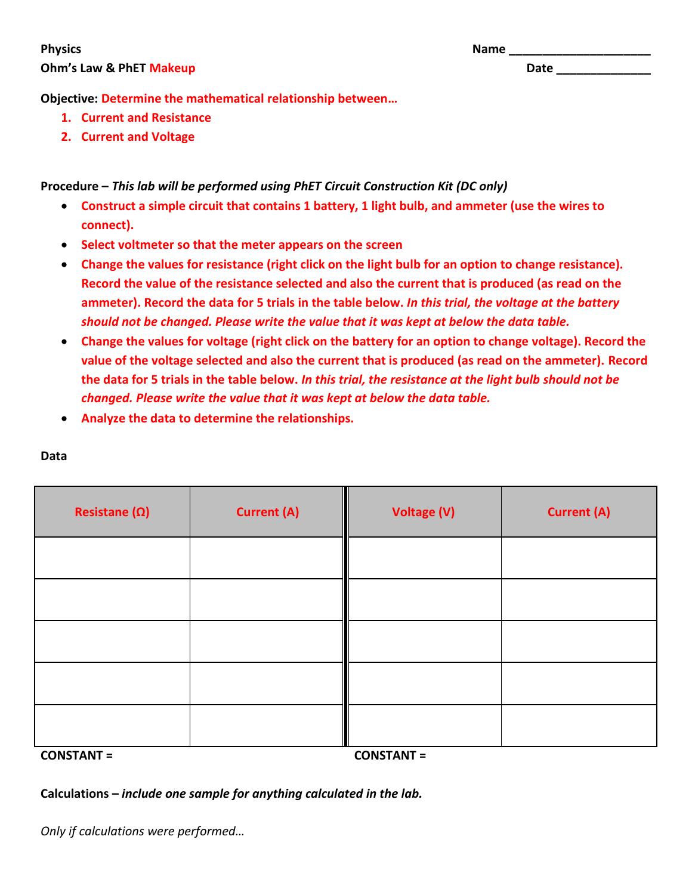**Physics** **Name** ______________________

**Ohm's Law & PhET Makeup** **Date** ______________

**Objective: Determine the mathematical relationship between…**

1. **Current and Resistance**
2. **Current and Voltage**

**Procedure –** ***This lab will be performed using PhET Circuit Construction Kit (DC only)***

- **Construct a simple circuit that contains 1 battery, 1 light bulb, and ammeter (use the wires to connect).**
- **Select voltmeter so that the meter appears on the screen**
- **Change the values for resistance (right click on the light bulb for an option to change resistance). Record the value of the resistance selected and also the current that is produced (as read on the ammeter). Record the data for 5 trials in the table below.** ***In this trial, the voltage at the battery should not be changed. Please write the value that it was kept at below the data table.***
- **Change the values for voltage (right click on the battery for an option to change voltage). Record the value of the voltage selected and also the current that is produced (as read on the ammeter). Record the data for 5 trials in the table below.** ***In this trial, the resistance at the light bulb should not be changed. Please write the value that it was kept at below the data table.***
- **Analyze the data to determine the relationships.**

**Data**

| Resistane (Ω) | Current (A) | Voltage (V) | Current (A) |
|---|---|---|---|
| | | | |
| | | | |
| | | | |
| | | | |
| | | | |

**CONSTANT =** **CONSTANT =**

**Calculations –** ***include one sample for anything calculated in the lab.***

*Only if calculations were performed…*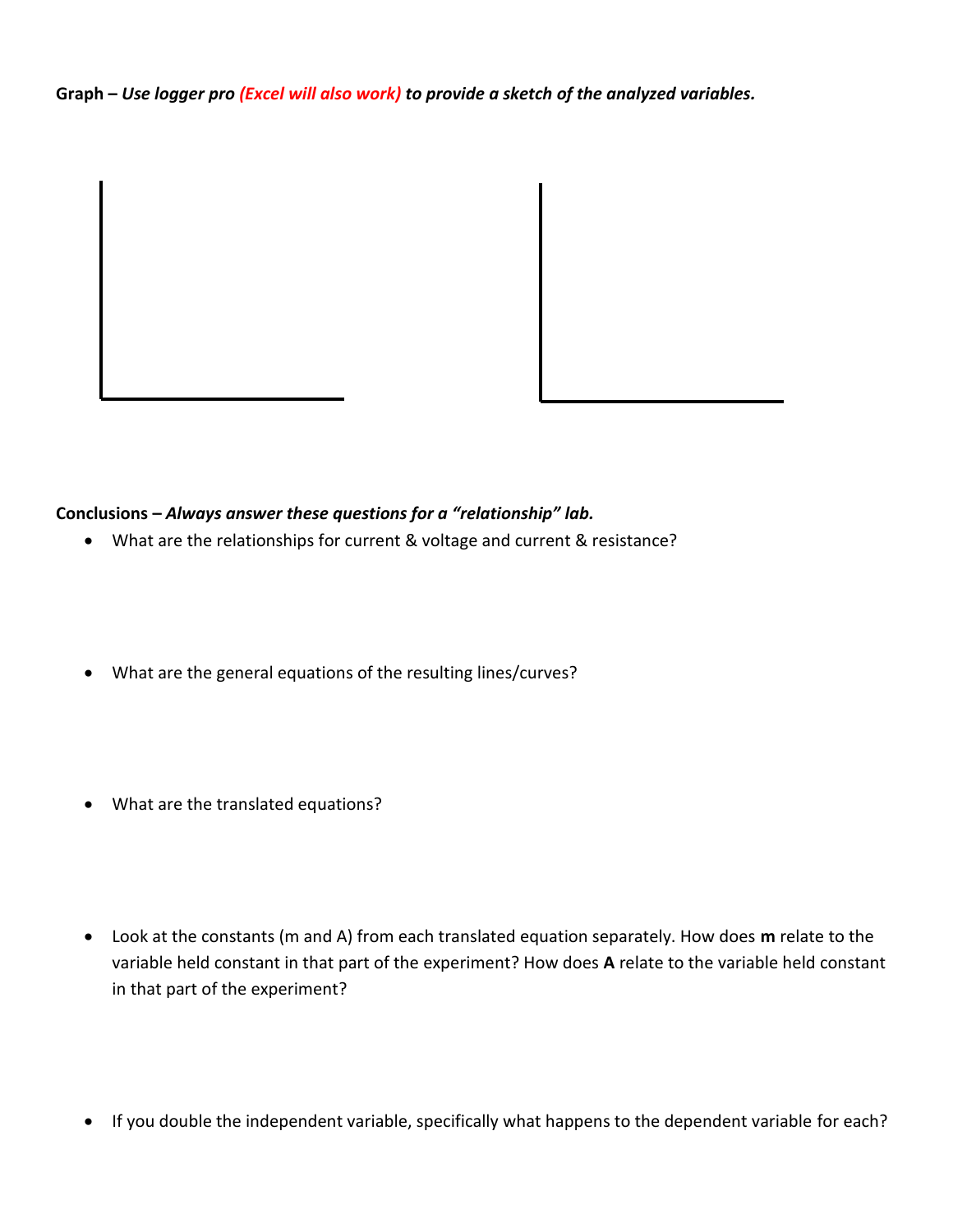**Graph –** ***Use logger pro (Excel will also work) to provide a sketch of the analyzed variables.***

**Conclusions –** ***Always answer these questions for a "relationship" lab.***

- What are the relationships for current & voltage and current & resistance?

- What are the general equations of the resulting lines/curves?

- What are the translated equations?

- Look at the constants (m and A) from each translated equation separately. How does **m** relate to the variable held constant in that part of the experiment? How does **A** relate to the variable held constant in that part of the experiment?

- If you double the independent variable, specifically what happens to the dependent variable for each?